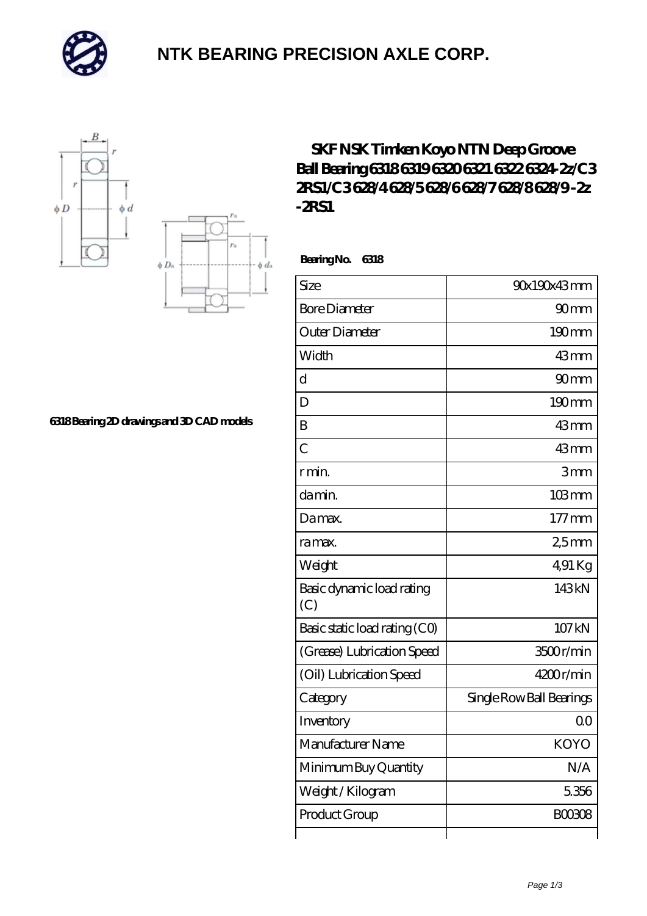# NTK BEARING PRECISION AXLE CORP.

## SKF NSK Timken Koyo NTN Deep Groove Ball Bearing 6318 6319 6320 6321 6322 6324-2z/C3 2RS1/C3 628/4 628/5 628/6 628/7 628/8 628/9 -2z -2RS1

6318 Bearing 2D drawings and 3D CAD models

**Bearing No. 6318**

| Size | 90x190x43 mm |
|---|---|
| Bore Diameter | 90 mm |
| Outer Diameter | 190 mm |
| Width | 43 mm |
| d | 90 mm |
| D | 190 mm |
| B | 43 mm |
| C | 43 mm |
| r min. | 3 mm |
| da min. | 103 mm |
| Da max. | 177 mm |
| ra max. | 2,5 mm |
| Weight | 4,91 Kg |
| Basic dynamic load rating (C) | 143 kN |
| Basic static load rating (C0) | 107 kN |
| (Grease) Lubrication Speed | 3500 r/min |
| (Oil) Lubrication Speed | 4200 r/min |
| Category | Single Row Ball Bearings |
| Inventory | 0.0 |
| Manufacturer Name | KOYO |
| Minimum Buy Quantity | N/A |
| Weight / Kilogram | 5.356 |
| Product Group | B00308 |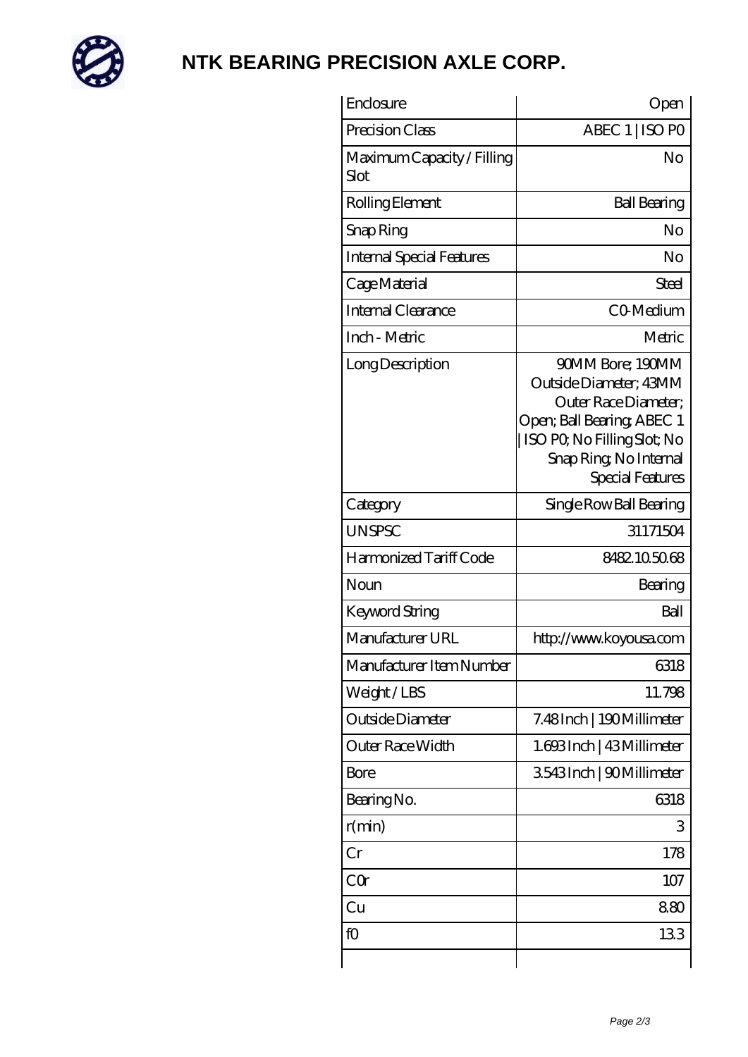# NTK BEARING PRECISION AXLE CORP.

| | |
|---|---|
| Enclosure | Open |
| Precision Class | ABEC 1 \| ISO P0 |
| Maximum Capacity / Filling Slot | No |
| Rolling Element | Ball Bearing |
| Snap Ring | No |
| Internal Special Features | No |
| Cage Material | Steel |
| Internal Clearance | C0-Medium |
| Inch - Metric | Metric |
| Long Description | 90MM Bore; 190MM Outside Diameter; 43MM Outer Race Diameter; Open; Ball Bearing; ABEC 1 \| ISO P0; No Filling Slot; No Snap Ring; No Internal Special Features |
| Category | Single Row Ball Bearing |
| UNSPSC | 31171504 |
| Harmonized Tariff Code | 8482.10.50.68 |
| Noun | Bearing |
| Keyword String | Ball |
| Manufacturer URL | http://www.koyousa.com |
| Manufacturer Item Number | 6318 |
| Weight / LBS | 11.798 |
| Outside Diameter | 7.48 Inch \| 190 Millimeter |
| Outer Race Width | 1.693 Inch \| 43 Millimeter |
| Bore | 3.543 Inch \| 90 Millimeter |
| Bearing No. | 6318 |
| r(min) | 3 |
| Cr | 178 |
| C0r | 107 |
| Cu | 8.80 |
| f0 | 13.3 |
| | |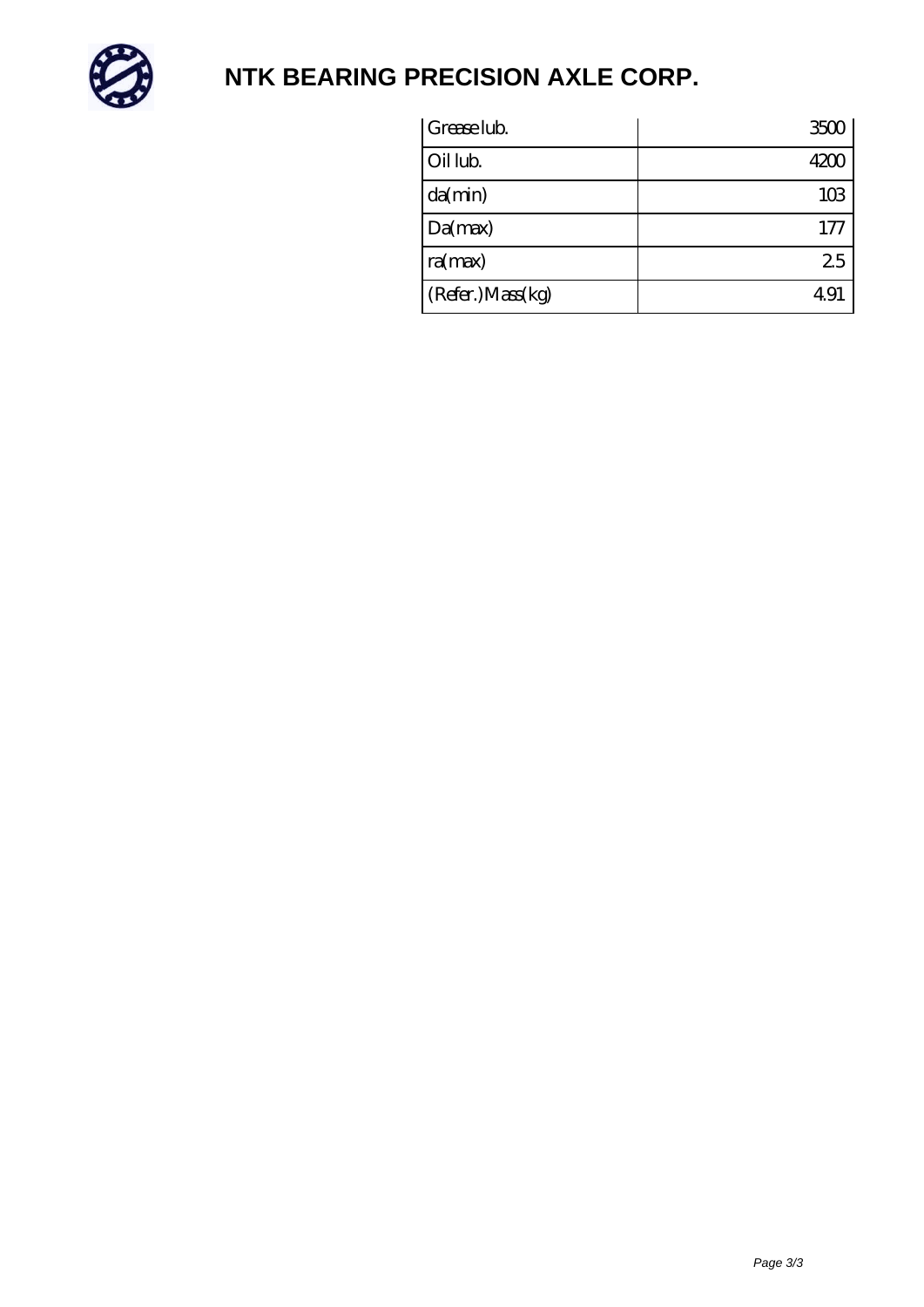| | |
|---|---|
| Grease lub. | 3500 |
| Oil lub. | 4200 |
| da(min) | 103 |
| Da(max) | 177 |
| ra(max) | 2.5 |
| (Refer.) Mass(kg) | 4.91 |